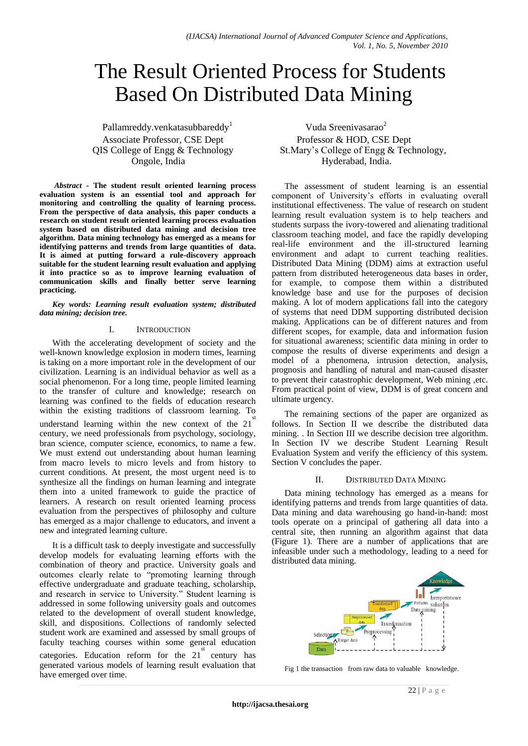# The Result Oriented Process for Students Based On Distributed Data Mining

Pallamreddy.venkatasubbareddy[1]
Associate Professor, CSE Dept
QIS College of Engg & Technology
Ongole, India

Vuda Sreenivasarao[2]
Professor & HOD, CSE Dept
St.Mary's College of Engg & Technology,
Hyderabad, India.

***Abstract* - The student result oriented learning process evaluation system is an essential tool and approach for monitoring and controlling the quality of learning process. From the perspective of data analysis, this paper conducts a research on student result oriented learning process evaluation system based on distributed data mining and decision tree algorithm. Data mining technology has emerged as a means for identifying patterns and trends from large quantities of data. It is aimed at putting forward a rule-discovery approach suitable for the student learning result evaluation and applying it into practice so as to improve learning evaluation of communication skills and finally better serve learning practicing.**

***Key words: Learning result evaluation system; distributed data mining; decision tree.***

## I. Introduction

With the accelerating development of society and the well-known knowledge explosion in modern times, learning is taking on a more important role in the development of our civilization. Learning is an individual behavior as well as a social phenomenon. For a long time, people limited learning to the transfer of culture and knowledge; research on learning was confined to the fields of education research within the existing traditions of classroom learning. To understand learning within the new context of the 21st century, we need professionals from psychology, sociology, bran science, computer science, economics, to name a few. We must extend out understanding about human learning from macro levels to micro levels and from history to current conditions. At present, the most urgent need is to synthesize all the findings on human learning and integrate them into a united framework to guide the practice of learners. A research on result oriented learning process evaluation from the perspectives of philosophy and culture has emerged as a major challenge to educators, and invent a new and integrated learning culture.

It is a difficult task to deeply investigate and successfully develop models for evaluating learning efforts with the combination of theory and practice. University goals and outcomes clearly relate to "promoting learning through effective undergraduate and graduate teaching, scholarship, and research in service to University." Student learning is addressed in some following university goals and outcomes related to the development of overall student knowledge, skill, and dispositions. Collections of randomly selected student work are examined and assessed by small groups of faculty teaching courses within some general education categories. Education reform for the 21st century has generated various models of learning result evaluation that have emerged over time.

The assessment of student learning is an essential component of University's efforts in evaluating overall institutional effectiveness. The value of research on student learning result evaluation system is to help teachers and students surpass the ivory-towered and alienating traditional classroom teaching model, and face the rapidly developing real-life environment and the ill-structured learning environment and adapt to current teaching realities. Distributed Data Mining (DDM) aims at extraction useful pattern from distributed heterogeneous data bases in order, for example, to compose them within a distributed knowledge base and use for the purposes of decision making. A lot of modern applications fall into the category of systems that need DDM supporting distributed decision making. Applications can be of different natures and from different scopes, for example, data and information fusion for situational awareness; scientific data mining in order to compose the results of diverse experiments and design a model of a phenomena, intrusion detection, analysis, prognosis and handling of natural and man-caused disaster to prevent their catastrophic development, Web mining ,etc. From practical point of view, DDM is of great concern and ultimate urgency.

The remaining sections of the paper are organized as follows. In Section II we describe the distributed data mining. . In Section III we describe decision tree algorithm. In Section IV we describe Student Learning Result Evaluation System and verify the efficiency of this system. Section V concludes the paper.

## II. Distributed Data Mining

Data mining technology has emerged as a means for identifying patterns and trends from large quantities of data. Data mining and data warehousing go hand-in-hand: most tools operate on a principal of gathering all data into a central site, then running an algorithm against that data (Figure 1). There are a number of applications that are infeasible under such a methodology, leading to a need for distributed data mining.

Fig 1 the transaction from raw data to valuable knowledge.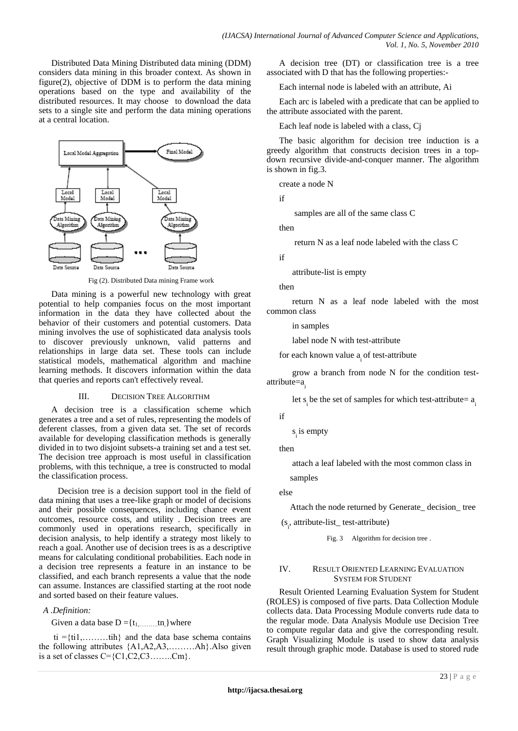Distributed Data Mining Distributed data mining (DDM) considers data mining in this broader context. As shown in figure(2), objective of DDM is to perform the data mining operations based on the type and availability of the distributed resources. It may choose to download the data sets to a single site and perform the data mining operations at a central location.

Fig (2). Distributed Data mining Frame work

Data mining is a powerful new technology with great potential to help companies focus on the most important information in the data they have collected about the behavior of their customers and potential customers. Data mining involves the use of sophisticated data analysis tools to discover previously unknown, valid patterns and relationships in large data set. These tools can include statistical models, mathematical algorithm and machine learning methods. It discovers information within the data that queries and reports can't effectively reveal.

## III. Decision Tree Algorithm

A decision tree is a classification scheme which generates a tree and a set of rules, representing the models of deferent classes, from a given data set. The set of records available for developing classification methods is generally divided in to two disjoint subsets-a training set and a test set. The decision tree approach is most useful in classification problems, with this technique, a tree is constructed to modal the classification process.

Decision tree is a decision support tool in the field of data mining that uses a tree-like graph or model of decisions and their possible consequences, including chance event outcomes, resource costs, and utility . Decision trees are commonly used in operations research, specifically in decision analysis, to help identify a strategy most likely to reach a goal. Another use of decision trees is as a descriptive means for calculating conditional probabilities. Each node in a decision tree represents a feature in an instance to be classified, and each branch represents a value that the node can assume. Instances are classified starting at the root node and sorted based on their feature values.

### *A .Definition:*

Given a data base $D = \{t_1, \ldots\ldots tn\}$ where

$ti = \{ti1, \ldots\ldots tih\}$ and the data base schema contains the following attributes $\{A1, A2, A3, \ldots\ldots Ah\}$.Also given is a set of classes $C = \{C1, C2, C3 \ldots\ldots Cm\}$.

A decision tree (DT) or classification tree is a tree associated with D that has the following properties:-

Each internal node is labeled with an attribute, Ai

Each arc is labeled with a predicate that can be applied to the attribute associated with the parent.

Each leaf node is labeled with a class, Cj

The basic algorithm for decision tree induction is a greedy algorithm that constructs decision trees in a top-down recursive divide-and-conquer manner. The algorithm is shown in fig.3.

```
create a node N
if
    samples are all of the same class C
then
    return N as a leaf node labeled with the class C
if
    attribute-list is empty
then
    return N as a leaf node labeled with the most common class
    in samples
    label node N with test-attribute
for each known value a_i of test-attribute
    grow a branch from node N for the condition test-attribute=a_i
    let s_i be the set of samples for which test-attribute= a_i
if
    s_i is empty
then
    attach a leaf labeled with the most common class in
    samples
else
    Attach the node returned by Generate_ decision_ tree
    (s_i, attribute-list_ test-attribute)
```

Fig. 3 Algorithm for decision tree .

## IV. Result Oriented Learning Evaluation System for Student

Result Oriented Learning Evaluation System for Student (ROLES) is composed of five parts. Data Collection Module collects data. Data Processing Module converts rude data to the regular mode. Data Analysis Module use Decision Tree to compute regular data and give the corresponding result. Graph Visualizing Module is used to show data analysis result through graphic mode. Database is used to stored rude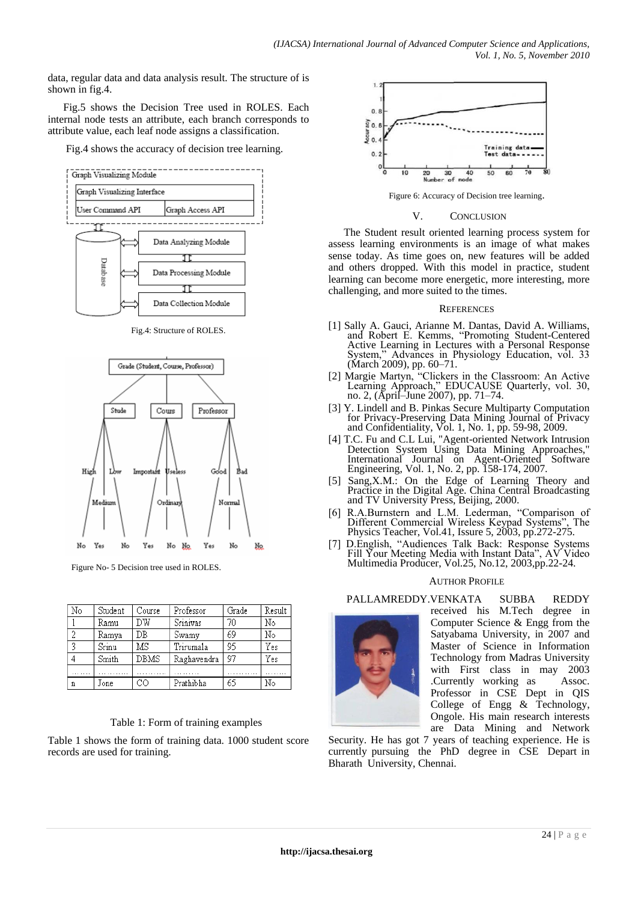data, regular data and data analysis result. The structure of is shown in fig.4.

Fig.5 shows the Decision Tree used in ROLES. Each internal node tests an attribute, each branch corresponds to attribute value, each leaf node assigns a classification.

Fig.4 shows the accuracy of decision tree learning.

Fig.4: Structure of ROLES.

Figure No- 5 Decision tree used in ROLES.

| No | Student | Course | Professor | Grade | Result |
|---|---|---|---|---|---|
| 1 | Ramu | DW | Srinivas | 70 | No |
| 2 | Ramya | DB | Swamy | 69 | No |
| 3 | Srinu | MS | Trirumala | 95 | Yes |
| 4 | Smith | DBMS | Raghavendra | 97 | Yes |
| …… | ……… | ……… | ……. | ……… | ……. |
| n | Jone | CO | Prathibha | 65 | No |

Table 1: Form of training examples

Table 1 shows the form of training data. 1000 student score records are used for training.

Figure 6: Accuracy of Decision tree learning.

## V. CONCLUSION

The Student result oriented learning process system for assess learning environments is an image of what makes sense today. As time goes on, new features will be added and others dropped. With this model in practice, student learning can become more energetic, more interesting, more challenging, and more suited to the times.

## REFERENCES

[1] Sally A. Gauci, Arianne M. Dantas, David A. Williams, and Robert E. Kemms, "Promoting Student-Centered Active Learning in Lectures with a Personal Response System," Advances in Physiology Education, vol. 33 (March 2009), pp. 60–71.

[2] Margie Martyn, "Clickers in the Classroom: An Active Learning Approach," EDUCAUSE Quarterly, vol. 30, no. 2, (April–June 2007), pp. 71–74.

[3] Y. Lindell and B. Pinkas Secure Multiparty Computation for Privacy-Preserving Data Mining Journal of Privacy and Confidentiality, Vol. 1, No. 1, pp. 59-98, 2009.

[4] T.C. Fu and C.L Lui, "Agent-oriented Network Intrusion Detection System Using Data Mining Approaches," International Journal on Agent-Oriented Software Engineering, Vol. 1, No. 2, pp. 158-174, 2007.

[5] Sang,X.M.: On the Edge of Learning Theory and Practice in the Digital Age. China Central Broadcasting and TV University Press, Beijing, 2000.

[6] R.A.Burnstern and L.M. Lederman, "Comparison of Different Commercial Wireless Keypad Systems", The Physics Teacher, Vol.41, Issure 5, 2003, pp.272-275.

[7] D.English, "Audiences Talk Back: Response Systems Fill Your Meeting Media with Instant Data", AV Video Multimedia Producer, Vol.25, No.12, 2003,pp.22-24.

## AUTHOR PROFILE

PALLAMREDDY.VENKATA SUBBA REDDY received his M.Tech degree in Computer Science & Engg from the Satyabama University, in 2007 and Master of Science in Information Technology from Madras University with First class in may 2003 .Currently working as Assoc. Professor in CSE Dept in QIS College of Engg & Technology, Ongole. His main research interests are Data Mining and Network Security. He has got 7 years of teaching experience. He is currently pursuing the PhD degree in CSE Depart in Bharath University, Chennai.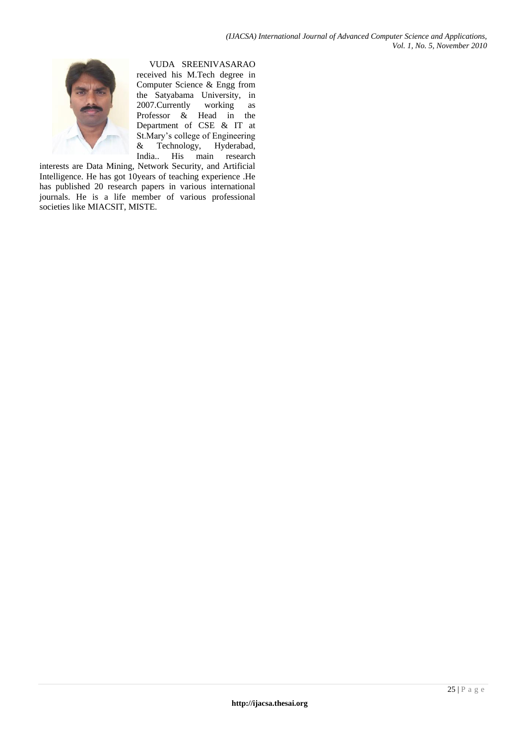VUDA SREENIVASARAO received his M.Tech degree in Computer Science & Engg from the Satyabama University, in 2007.Currently working as Professor & Head in the Department of CSE & IT at St.Mary's college of Engineering & Technology, Hyderabad, India.. His main research interests are Data Mining, Network Security, and Artificial Intelligence. He has got 10years of teaching experience .He has published 20 research papers in various international journals. He is a life member of various professional societies like MIACSIT, MISTE.